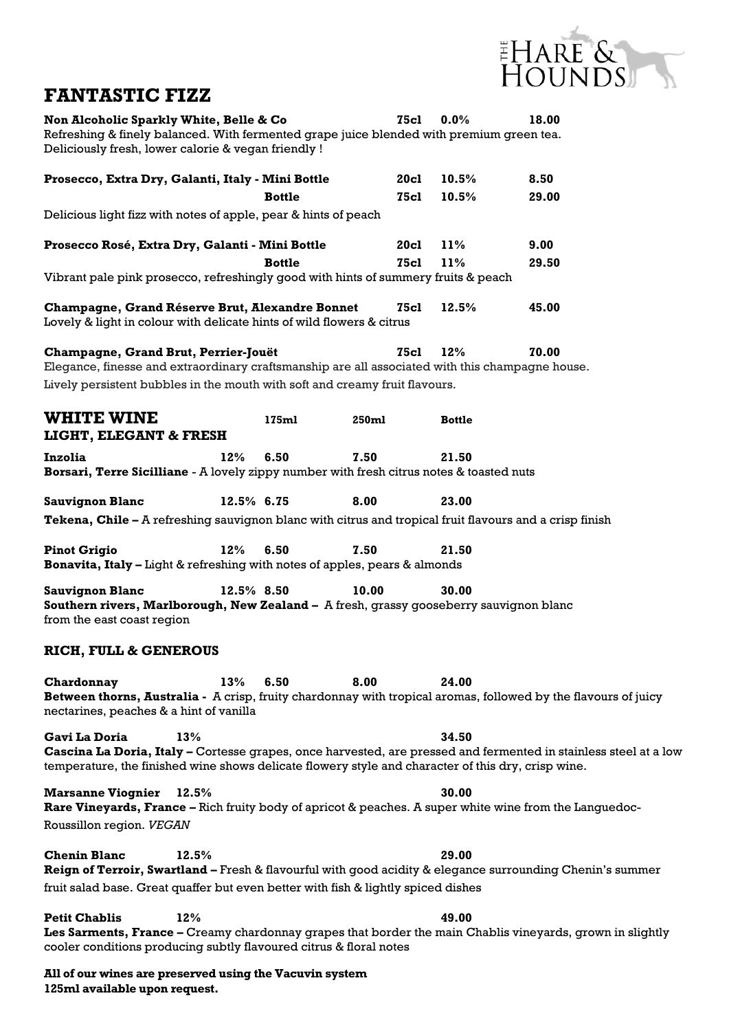THE HARE & HOUNDS

# FANTASTIC FIZZ

| | | | |
|---|---|---|---|
| **Non Alcoholic Sparkly White, Belle & Co** | **75cl** | **0.0%** | **18.00** |

Refreshing & finely balanced. With fermented grape juice blended with premium green tea. Deliciously fresh, lower calorie & vegan friendly !

| | | | |
|---|---|---|---|
| **Prosecco, Extra Dry, Galanti, Italy - Mini Bottle** | **20cl** | **10.5%** | **8.50** |
| **Bottle** | **75cl** | **10.5%** | **29.00** |

Delicious light fizz with notes of apple, pear & hints of peach

| | | | |
|---|---|---|---|
| **Prosecco Rosé, Extra Dry, Galanti - Mini Bottle** | **20cl** | **11%** | **9.00** |
| **Bottle** | **75cl** | **11%** | **29.50** |

Vibrant pale pink prosecco, refreshingly good with hints of summery fruits & peach

| | | | |
|---|---|---|---|
| **Champagne, Grand Réserve Brut, Alexandre Bonnet** | **75cl** | **12.5%** | **45.00** |

Lovely & light in colour with delicate hints of wild flowers & citrus

| | | | |
|---|---|---|---|
| **Champagne, Grand Brut, Perrier-Jouët** | **75cl** | **12%** | **70.00** |

Elegance, finesse and extraordinary craftsmanship are all associated with this champagne house. Lively persistent bubbles in the mouth with soft and creamy fruit flavours.

# WHITE WINE

## LIGHT, ELEGANT & FRESH

| | | 175ml | 250ml | Bottle |
|---|---|---|---|---|
| **Inzolia** | **12%** | **6.50** | **7.50** | **21.50** |

**Borsari, Terre Sicilliane** - A lovely zippy number with fresh citrus notes & toasted nuts

| | | 175ml | 250ml | Bottle |
|---|---|---|---|---|
| **Sauvignon Blanc** | **12.5%** | **6.75** | **8.00** | **23.00** |

**Tekena, Chile –** A refreshing sauvignon blanc with citrus and tropical fruit flavours and a crisp finish

| | | 175ml | 250ml | Bottle |
|---|---|---|---|---|
| **Pinot Grigio** | **12%** | **6.50** | **7.50** | **21.50** |

**Bonavita, Italy –** Light & refreshing with notes of apples, pears & almonds

| | | 175ml | 250ml | Bottle |
|---|---|---|---|---|
| **Sauvignon Blanc** | **12.5%** | **8.50** | **10.00** | **30.00** |

**Southern rivers, Marlborough, New Zealand –** A fresh, grassy gooseberry sauvignon blanc from the east coast region

## RICH, FULL & GENEROUS

| | | 175ml | 250ml | Bottle |
|---|---|---|---|---|
| **Chardonnay** | **13%** | **6.50** | **8.00** | **24.00** |

**Between thorns, Australia -** A crisp, fruity chardonnay with tropical aromas, followed by the flavours of juicy nectarines, peaches & a hint of vanilla

| | | | | Bottle |
|---|---|---|---|---|
| **Gavi La Doria** | **13%** | | | **34.50** |

**Cascina La Doria, Italy –** Cortesse grapes, once harvested, are pressed and fermented in stainless steel at a low temperature, the finished wine shows delicate flowery style and character of this dry, crisp wine.

| | | | | Bottle |
|---|---|---|---|---|
| **Marsanne Viognier** | **12.5%** | | | **30.00** |

**Rare Vineyards, France –** Rich fruity body of apricot & peaches. A super white wine from the Languedoc-Roussillon region. *VEGAN*

| | | | | Bottle |
|---|---|---|---|---|
| **Chenin Blanc** | **12.5%** | | | **29.00** |

**Reign of Terroir, Swartland –** Fresh & flavourful with good acidity & elegance surrounding Chenin's summer fruit salad base. Great quaffer but even better with fish & lightly spiced dishes

| | | | | Bottle |
|---|---|---|---|---|
| **Petit Chablis** | **12%** | | | **49.00** |

**Les Sarments, France –** Creamy chardonnay grapes that border the main Chablis vineyards, grown in slightly cooler conditions producing subtly flavoured citrus & floral notes

**All of our wines are preserved using the Vacuvin system**
**125ml available upon request.**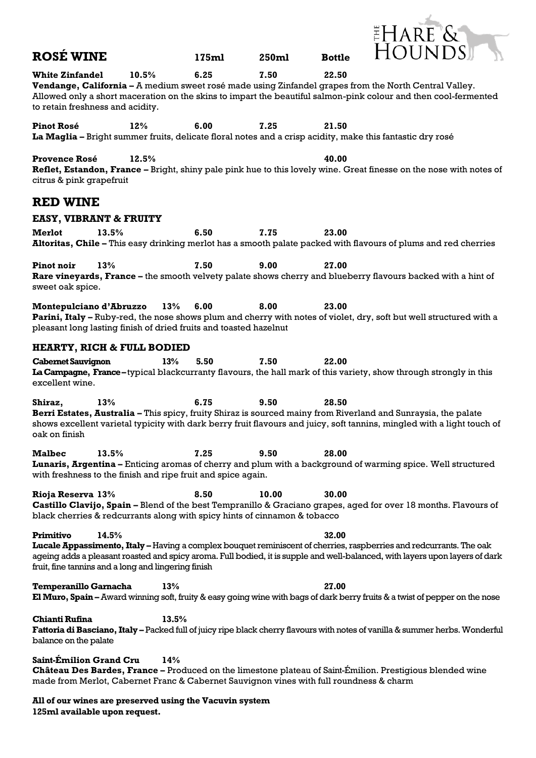THE HARE & HOUNDS

## ROSÉ WINE

| | | 175ml | 250ml | Bottle |
|---|---|---|---|---|
| **White Zinfandel** | 10.5% | 6.25 | 7.50 | 22.50 |

**Vendange, California –** A medium sweet rosé made using Zinfandel grapes from the North Central Valley. Allowed only a short maceration on the skins to impart the beautiful salmon-pink colour and then cool-fermented to retain freshness and acidity.

| | | | | |
|---|---|---|---|---|
| **Pinot Rosé** | 12% | 6.00 | 7.25 | 21.50 |

**La Maglia –** Bright summer fruits, delicate floral notes and a crisp acidity, make this fantastic dry rosé

| | | | | |
|---|---|---|---|---|
| **Provence Rosé** | 12.5% | | | 40.00 |

**Reflet, Estandon, France –** Bright, shiny pale pink hue to this lovely wine. Great finesse on the nose with notes of citrus & pink grapefruit

## RED WINE

### EASY, VIBRANT & FRUITY

| | | | | |
|---|---|---|---|---|
| **Merlot** | 13.5% | 6.50 | 7.75 | 23.00 |

**Altoritas, Chile –** This easy drinking merlot has a smooth palate packed with flavours of plums and red cherries

| | | | | |
|---|---|---|---|---|
| **Pinot noir** | 13% | 7.50 | 9.00 | 27.00 |

**Rare vineyards, France –** the smooth velvety palate shows cherry and blueberry flavours backed with a hint of sweet oak spice.

| | | | | |
|---|---|---|---|---|
| **Montepulciano d'Abruzzo** | 13% | 6.00 | 8.00 | 23.00 |

**Parini, Italy –** Ruby-red, the nose shows plum and cherry with notes of violet, dry, soft but well structured with a pleasant long lasting finish of dried fruits and toasted hazelnut

### HEARTY, RICH & FULL BODIED

| | | | | |
|---|---|---|---|---|
| **Cabernet Sauvignon** | 13% | 5.50 | 7.50 | 22.00 |

**La Campagne, France –** typical blackcurranty flavours, the hall mark of this variety, show through strongly in this excellent wine.

| | | | | |
|---|---|---|---|---|
| **Shiraz,** | 13% | 6.75 | 9.50 | 28.50 |

**Berri Estates, Australia –** This spicy, fruity Shiraz is sourced mainy from Riverland and Sunraysia, the palate shows excellent varietal typicity with dark berry fruit flavours and juicy, soft tannins, mingled with a light touch of oak on finish

| | | | | |
|---|---|---|---|---|
| **Malbec** | 13.5% | 7.25 | 9.50 | 28.00 |

**Lunaris, Argentina –** Enticing aromas of cherry and plum with a background of warming spice. Well structured with freshness to the finish and ripe fruit and spice again.

| | | | | |
|---|---|---|---|---|
| **Rioja Reserva** | 13% | 8.50 | 10.00 | 30.00 |

**Castillo Clavijo, Spain –** Blend of the best Tempranillo & Graciano grapes, aged for over 18 months. Flavours of black cherries & redcurrants along with spicy hints of cinnamon & tobacco

| | | | | |
|---|---|---|---|---|
| **Primitivo** | 14.5% | | | 32.00 |

**Lucale Appassimento, Italy –** Having a complex bouquet reminiscent of cherries, raspberries and redcurrants. The oak ageing adds a pleasant roasted and spicy aroma. Full bodied, it is supple and well-balanced, with layers upon layers of dark fruit, fine tannins and a long and lingering finish

| | | | | |
|---|---|---|---|---|
| **Temperanillo Garnacha** | 13% | | | 27.00 |

**El Muro, Spain –** Award winning soft, fruity & easy going wine with bags of dark berry fruits & a twist of pepper on the nose

**Chianti Rufina** 13.5%

**Fattoria di Basciano, Italy –** Packed full of juicy ripe black cherry flavours with notes of vanilla & summer herbs. Wonderful balance on the palate

**Saint-Émilion Grand Cru** 14%

**Château Des Bardes, France –** Produced on the limestone plateau of Saint-Émilion. Prestigious blended wine made from Merlot, Cabernet Franc & Cabernet Sauvignon vines with full roundness & charm

**All of our wines are preserved using the Vacuvin system**
**125ml available upon request.**